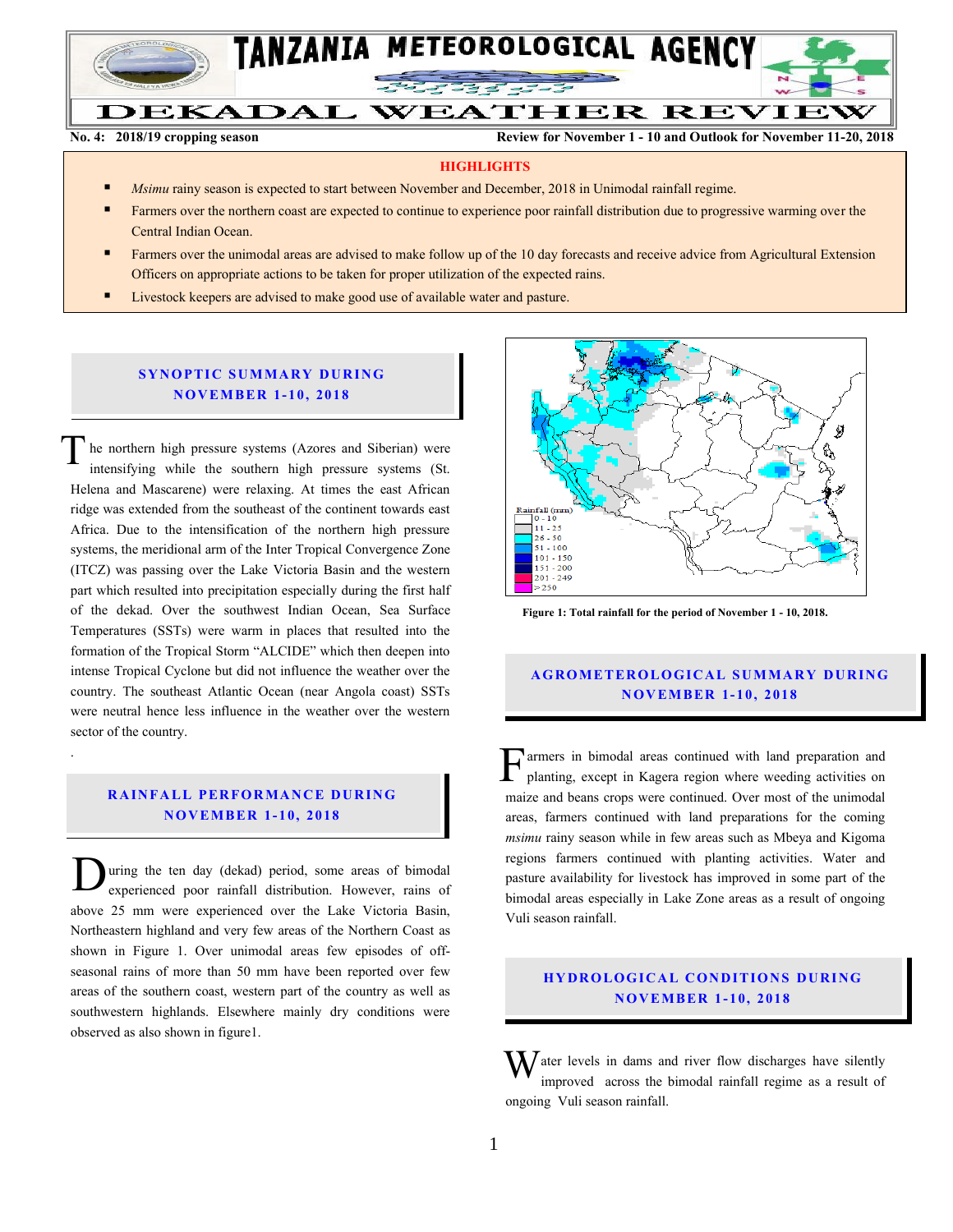# TANZANIA METEOROLOGICAL AGENCY

# DEKADAL WEATHER REVIEW

**No. 4: 2018/19 cropping season** **Review for November 1 - 10, 2018 and Outlook for November 11-20, 2018**

**HIGHLIGHTS**

- *Msimu* rainy season is expected to start between November and December, 2018 in Unimodal rainfall regime.
- Farmers over the northern coast are expected to continue to experience poor rainfall distribution due to progressive warming over the Central Indian Ocean.
- Farmers over the unimodal areas are advised to make follow up of the 10 day forecasts and receive advice from Agricultural Extension Officers on appropriate actions to be taken for proper utilization of the expected rains.
- Livestock keepers are advised to make good use of available water and pasture.

## SYNOPTIC SUMMARY DURING NOVEMBER 1-10, 2018

The northern high pressure systems (Azores and Siberian) were intensifying while the southern high pressure systems (St. Helena and Mascarene) were relaxing. At times the east African ridge was extended from the southeast of the continent towards east Africa. Due to the intensification of the northern high pressure systems, the meridional arm of the Inter Tropical Convergence Zone (ITCZ) was passing over the Lake Victoria Basin and the western part which resulted into precipitation especially during the first half of the dekad. Over the southwest Indian Ocean, Sea Surface Temperatures (SSTs) were warm in places that resulted into the formation of the Tropical Storm "ALCIDE" which then deepen into intense Tropical Cyclone but did not influence the weather over the country. The southeast Atlantic Ocean (near Angola coast) SSTs were neutral hence less influence in the weather over the western sector of the country.

## RAINFALL PERFORMANCE DURING NOVEMBER 1-10, 2018

During the ten day (dekad) period, some areas of bimodal experienced poor rainfall distribution. However, rains of above 25 mm were experienced over the Lake Victoria Basin, Northeastern highland and very few areas of the Northern Coast as shown in Figure 1. Over unimodal areas few episodes of off-seasonal rains of more than 50 mm have been reported over few areas of the southern coast, western part of the country as well as southwestern highlands. Elsewhere mainly dry conditions were observed as also shown in figure1.

**Figure 1: Total rainfall for the period of November 1 - 10, 2018.**

## AGROMETEROLOGICAL SUMMARY DURING NOVEMBER 1-10, 2018

Farmers in bimodal areas continued with land preparation and planting, except in Kagera region where weeding activities on maize and beans crops were continued. Over most of the unimodal areas, farmers continued with land preparations for the coming *msimu* rainy season while in few areas such as Mbeya and Kigoma regions farmers continued with planting activities. Water and pasture availability for livestock has improved in some part of the bimodal areas especially in Lake Zone areas as a result of ongoing Vuli season rainfall.

## HYDROLOGICAL CONDITIONS DURING NOVEMBER 1-10, 2018

Water levels in dams and river flow discharges have silently improved across the bimodal rainfall regime as a result of ongoing Vuli season rainfall.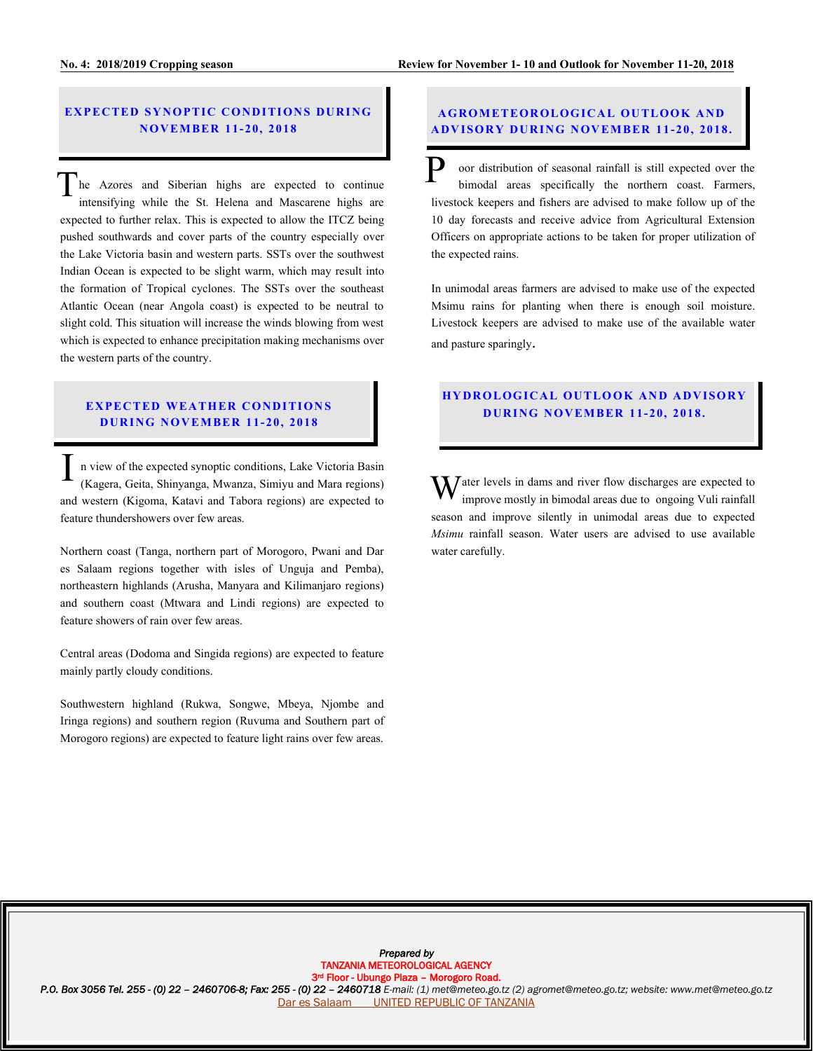## EXPECTED SYNOPTIC CONDITIONS DURING NOVEMBER 11-20, 2018

The Azores and Siberian highs are expected to continue intensifying while the St. Helena and Mascarene highs are expected to further relax. This is expected to allow the ITCZ being pushed southwards and cover parts of the country especially over the Lake Victoria basin and western parts. SSTs over the southwest Indian Ocean is expected to be slight warm, which may result into the formation of Tropical cyclones. The SSTs over the southeast Atlantic Ocean (near Angola coast) is expected to be neutral to slight cold. This situation will increase the winds blowing from west which is expected to enhance precipitation making mechanisms over the western parts of the country.

## EXPECTED WEATHER CONDITIONS DURING NOVEMBER 11-20, 2018

In view of the expected synoptic conditions, Lake Victoria Basin (Kagera, Geita, Shinyanga, Mwanza, Simiyu and Mara regions) and western (Kigoma, Katavi and Tabora regions) are expected to feature thundershowers over few areas.

Northern coast (Tanga, northern part of Morogoro, Pwani and Dar es Salaam regions together with isles of Unguja and Pemba), northeastern highlands (Arusha, Manyara and Kilimanjaro regions) and southern coast (Mtwara and Lindi regions) are expected to feature showers of rain over few areas.

Central areas (Dodoma and Singida regions) are expected to feature mainly partly cloudy conditions.

Southwestern highland (Rukwa, Songwe, Mbeya, Njombe and Iringa regions) and southern region (Ruvuma and Southern part of Morogoro regions) are expected to feature light rains over few areas.

## AGROMETEOROLOGICAL OUTLOOK AND ADVISORY DURING NOVEMBER 11-20, 2018.

Poor distribution of seasonal rainfall is still expected over the bimodal areas specifically the northern coast. Farmers, livestock keepers and fishers are advised to make follow up of the 10 day forecasts and receive advice from Agricultural Extension Officers on appropriate actions to be taken for proper utilization of the expected rains.

In unimodal areas farmers are advised to make use of the expected Msimu rains for planting when there is enough soil moisture. Livestock keepers are advised to make use of the available water and pasture sparingly.

## HYDROLOGICAL OUTLOOK AND ADVISORY DURING NOVEMBER 11-20, 2018.

Water levels in dams and river flow discharges are expected to improve mostly in bimodal areas due to ongoing Vuli rainfall season and improve silently in unimodal areas due to expected *Msimu* rainfall season. Water users are advised to use available water carefully.

*Prepared by*
TANZANIA METEOROLOGICAL AGENCY
3rd Floor - Ubungo Plaza – Morogoro Road.
*P.O. Box 3056 Tel. 255 - (0) 22 – 2460706-8; Fax: 255 - (0) 22 – 2460718 E-mail: (1) met@meteo.go.tz (2) agromet@meteo.go.tz; website: www.met@meteo.go.tz*
Dar es Salaam UNITED REPUBLIC OF TANZANIA